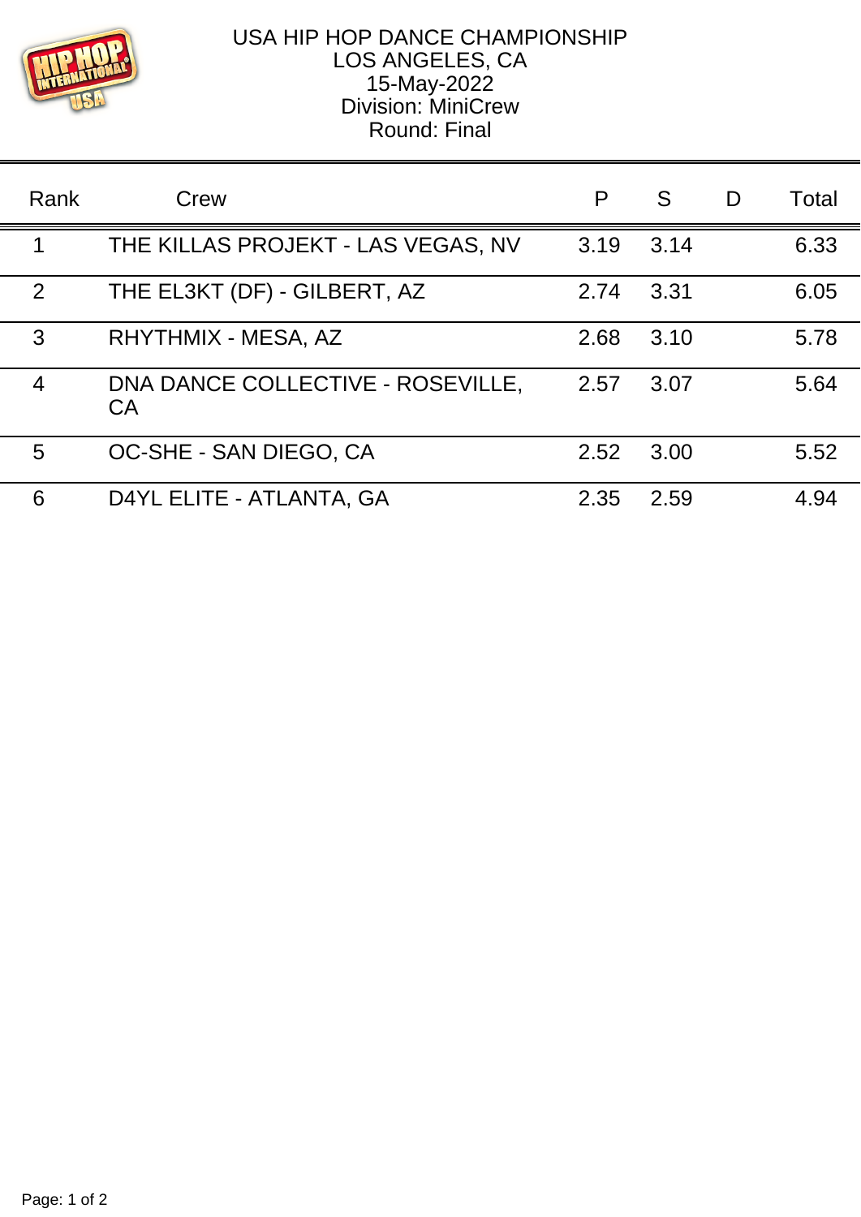# USA HIP HOP DANCE CHAMPIONSHIP

LOS ANGELES, CA
15-May-2022
Division: MiniCrew
Round: Final

| Rank | Crew | P | S | D | Total |
|---|---|---|---|---|---|
| 1 | THE KILLAS PROJEKT - LAS VEGAS, NV | 3.19 | 3.14 | | 6.33 |
| 2 | THE EL3KT (DF) - GILBERT, AZ | 2.74 | 3.31 | | 6.05 |
| 3 | RHYTHMIX - MESA, AZ | 2.68 | 3.10 | | 5.78 |
| 4 | DNA DANCE COLLECTIVE - ROSEVILLE, CA | 2.57 | 3.07 | | 5.64 |
| 5 | OC-SHE - SAN DIEGO, CA | 2.52 | 3.00 | | 5.52 |
| 6 | D4YL ELITE - ATLANTA, GA | 2.35 | 2.59 | | 4.94 |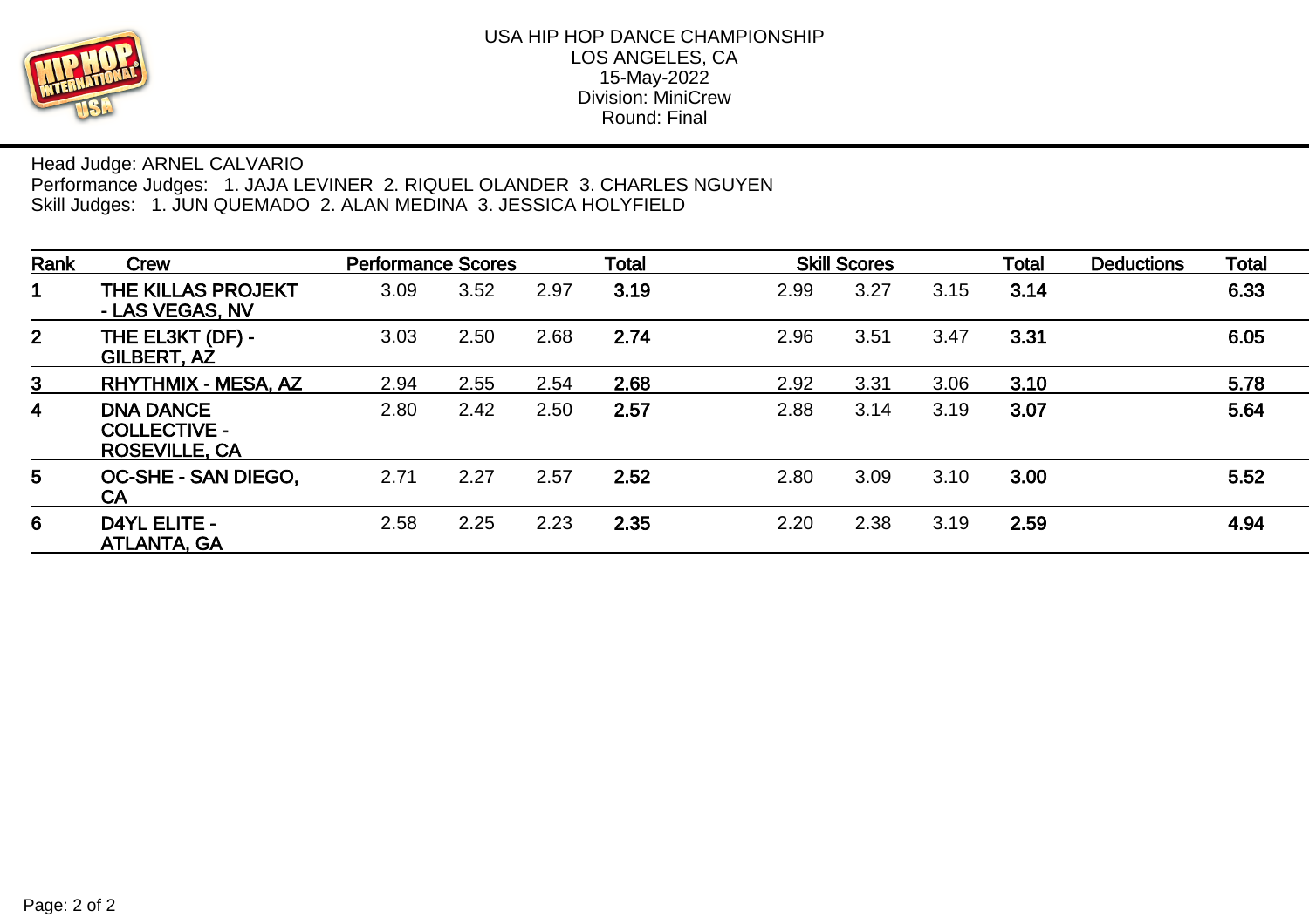# USA HIP HOP DANCE CHAMPIONSHIP

LOS ANGELES, CA
15-May-2022
Division: MiniCrew
Round: Final

Head Judge: ARNEL CALVARIO
Performance Judges: 1. JAJA LEVINER 2. RIQUEL OLANDER 3. CHARLES NGUYEN
Skill Judges: 1. JUN QUEMADO 2. ALAN MEDINA 3. JESSICA HOLYFIELD

| Rank | Crew | Performance Scores | | | Total | Skill Scores | | | Total | Deductions | Total |
|---|---|---|---|---|---|---|---|---|---|---|---|
| 1 | THE KILLAS PROJEKT - LAS VEGAS, NV | 3.09 | 3.52 | 2.97 | **3.19** | 2.99 | 3.27 | 3.15 | **3.14** | | **6.33** |
| 2 | THE EL3KT (DF) - GILBERT, AZ | 3.03 | 2.50 | 2.68 | **2.74** | 2.96 | 3.51 | 3.47 | **3.31** | | **6.05** |
| 3 | RHYTHMIX - MESA, AZ | 2.94 | 2.55 | 2.54 | **2.68** | 2.92 | 3.31 | 3.06 | **3.10** | | **5.78** |
| 4 | DNA DANCE COLLECTIVE - ROSEVILLE, CA | 2.80 | 2.42 | 2.50 | **2.57** | 2.88 | 3.14 | 3.19 | **3.07** | | **5.64** |
| 5 | OC-SHE - SAN DIEGO, CA | 2.71 | 2.27 | 2.57 | **2.52** | 2.80 | 3.09 | 3.10 | **3.00** | | **5.52** |
| 6 | D4YL ELITE - ATLANTA, GA | 2.58 | 2.25 | 2.23 | **2.35** | 2.20 | 2.38 | 3.19 | **2.59** | | **4.94** |